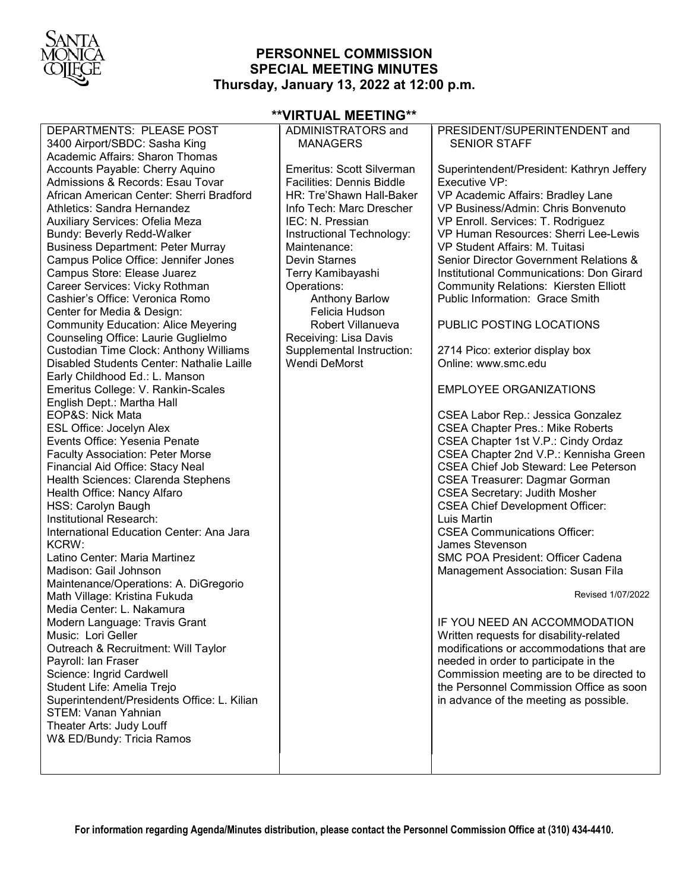# PERSONNEL COMMISSION
## SPECIAL MEETING MINUTES
### Thursday, January 13, 2022 at 12:00 p.m.

**\*\*VIRTUAL MEETING\*\***

DEPARTMENTS: PLEASE POST

3400 Airport/SBDC: Sasha King
Academic Affairs: Sharon Thomas
Accounts Payable: Cherry Aquino
Admissions & Records: Esau Tovar
African American Center: Sherri Bradford
Athletics: Sandra Hernandez
Auxiliary Services: Ofelia Meza
Bundy: Beverly Redd-Walker
Business Department: Peter Murray
Campus Police Office: Jennifer Jones
Campus Store: Elease Juarez
Career Services: Vicky Rothman
Cashier's Office: Veronica Romo
Center for Media & Design:
Community Education: Alice Meyering
Counseling Office: Laurie Guglielmo
Custodian Time Clock: Anthony Williams
Disabled Students Center: Nathalie Laille
Early Childhood Ed.: L. Manson
Emeritus College: V. Rankin-Scales
English Dept.: Martha Hall
EOP&S: Nick Mata
ESL Office: Jocelyn Alex
Events Office: Yesenia Penate
Faculty Association: Peter Morse
Financial Aid Office: Stacy Neal
Health Sciences: Clarenda Stephens
Health Office: Nancy Alfaro
HSS: Carolyn Baugh
Institutional Research:
International Education Center: Ana Jara
KCRW:
Latino Center: Maria Martinez
Madison: Gail Johnson
Maintenance/Operations: A. DiGregorio
Math Village: Kristina Fukuda
Media Center: L. Nakamura
Modern Language: Travis Grant
Music: Lori Geller
Outreach & Recruitment: Will Taylor
Payroll: Ian Fraser
Science: Ingrid Cardwell
Student Life: Amelia Trejo
Superintendent/Presidents Office: L. Kilian
STEM: Vanan Yahnian
Theater Arts: Judy Louff
W& ED/Bundy: Tricia Ramos

ADMINISTRATORS and MANAGERS

Emeritus: Scott Silverman
Facilities: Dennis Biddle
HR: Tre'Shawn Hall-Baker
Info Tech: Marc Drescher
IEC: N. Pressian
Instructional Technology:
Maintenance:
Devin Starnes
Terry Kamibayashi
Operations:
Anthony Barlow
Felicia Hudson
Robert Villanueva
Receiving: Lisa Davis
Supplemental Instruction:
Wendi DeMorst

PRESIDENT/SUPERINTENDENT and SENIOR STAFF

Superintendent/President: Kathryn Jeffery
Executive VP:
VP Academic Affairs: Bradley Lane
VP Business/Admin: Chris Bonvenuto
VP Enroll. Services: T. Rodriguez
VP Human Resources: Sherri Lee-Lewis
VP Student Affairs: M. Tuitasi
Senior Director Government Relations & Institutional Communications: Don Girard
Community Relations: Kiersten Elliott
Public Information: Grace Smith

PUBLIC POSTING LOCATIONS

2714 Pico: exterior display box
Online: www.smc.edu

EMPLOYEE ORGANIZATIONS

CSEA Labor Rep.: Jessica Gonzalez
CSEA Chapter Pres.: Mike Roberts
CSEA Chapter 1st V.P.: Cindy Ordaz
CSEA Chapter 2nd V.P.: Kennisha Green
CSEA Chief Job Steward: Lee Peterson
CSEA Treasurer: Dagmar Gorman
CSEA Secretary: Judith Mosher
CSEA Chief Development Officer: Luis Martin
CSEA Communications Officer: James Stevenson
SMC POA President: Officer Cadena
Management Association: Susan Fila

Revised 1/07/2022

IF YOU NEED AN ACCOMMODATION
Written requests for disability-related modifications or accommodations that are needed in order to participate in the Commission meeting are to be directed to the Personnel Commission Office as soon in advance of the meeting as possible.

**For information regarding Agenda/Minutes distribution, please contact the Personnel Commission Office at (310) 434-4410.**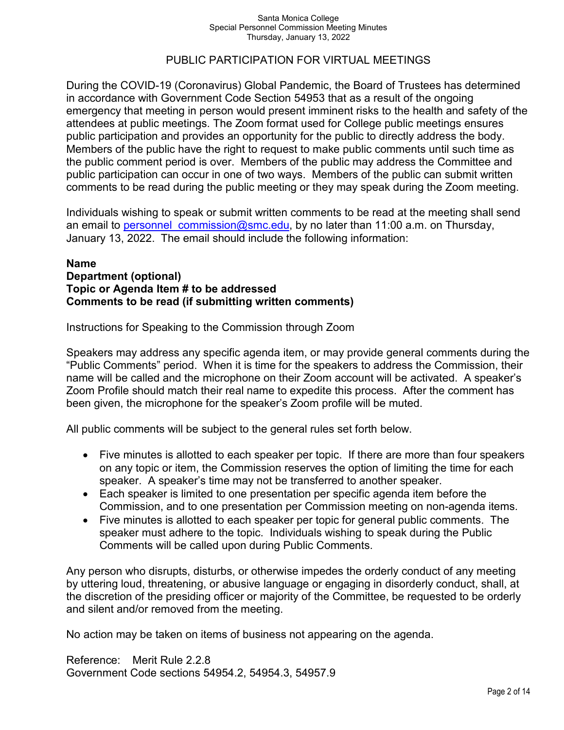## PUBLIC PARTICIPATION FOR VIRTUAL MEETINGS

During the COVID-19 (Coronavirus) Global Pandemic, the Board of Trustees has determined in accordance with Government Code Section 54953 that as a result of the ongoing emergency that meeting in person would present imminent risks to the health and safety of the attendees at public meetings. The Zoom format used for College public meetings ensures public participation and provides an opportunity for the public to directly address the body. Members of the public have the right to request to make public comments until such time as the public comment period is over. Members of the public may address the Committee and public participation can occur in one of two ways. Members of the public can submit written comments to be read during the public meeting or they may speak during the Zoom meeting.

Individuals wishing to speak or submit written comments to be read at the meeting shall send an email to personnel_commission@smc.edu, by no later than 11:00 a.m. on Thursday, January 13, 2022. The email should include the following information:

**Name**
**Department (optional)**
**Topic or Agenda Item # to be addressed**
**Comments to be read (if submitting written comments)**

Instructions for Speaking to the Commission through Zoom

Speakers may address any specific agenda item, or may provide general comments during the "Public Comments" period. When it is time for the speakers to address the Commission, their name will be called and the microphone on their Zoom account will be activated. A speaker's Zoom Profile should match their real name to expedite this process. After the comment has been given, the microphone for the speaker's Zoom profile will be muted.

All public comments will be subject to the general rules set forth below.

- Five minutes is allotted to each speaker per topic. If there are more than four speakers on any topic or item, the Commission reserves the option of limiting the time for each speaker. A speaker's time may not be transferred to another speaker.
- Each speaker is limited to one presentation per specific agenda item before the Commission, and to one presentation per Commission meeting on non-agenda items.
- Five minutes is allotted to each speaker per topic for general public comments. The speaker must adhere to the topic. Individuals wishing to speak during the Public Comments will be called upon during Public Comments.

Any person who disrupts, disturbs, or otherwise impedes the orderly conduct of any meeting by uttering loud, threatening, or abusive language or engaging in disorderly conduct, shall, at the discretion of the presiding officer or majority of the Committee, be requested to be orderly and silent and/or removed from the meeting.

No action may be taken on items of business not appearing on the agenda.

Reference: Merit Rule 2.2.8
Government Code sections 54954.2, 54954.3, 54957.9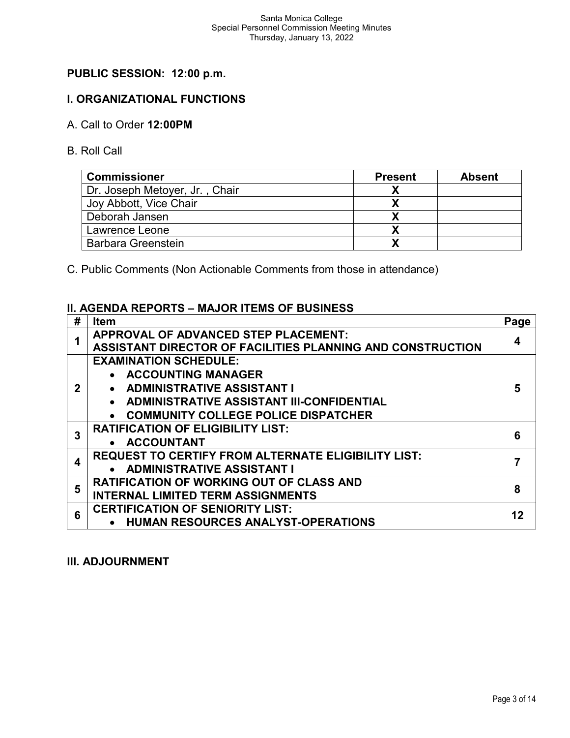## PUBLIC SESSION: 12:00 p.m.

## I. ORGANIZATIONAL FUNCTIONS

A. Call to Order **12:00PM**

B. Roll Call

| Commissioner | Present | Absent |
|---|---|---|
| Dr. Joseph Metoyer, Jr. , Chair | X | |
| Joy Abbott, Vice Chair | X | |
| Deborah Jansen | X | |
| Lawrence Leone | X | |
| Barbara Greenstein | X | |

C. Public Comments (Non Actionable Comments from those in attendance)

## II. AGENDA REPORTS – MAJOR ITEMS OF BUSINESS

| # | Item | Page |
|---|---|---|
| 1 | **APPROVAL OF ADVANCED STEP PLACEMENT: ASSISTANT DIRECTOR OF FACILITIES PLANNING AND CONSTRUCTION** | 4 |
| 2 | **EXAMINATION SCHEDULE:** <br> • **ACCOUNTING MANAGER** <br> • **ADMINISTRATIVE ASSISTANT I** <br> • **ADMINISTRATIVE ASSISTANT III-CONFIDENTIAL** <br> • **COMMUNITY COLLEGE POLICE DISPATCHER** | 5 |
| 3 | **RATIFICATION OF ELIGIBILITY LIST:** <br> • **ACCOUNTANT** | 6 |
| 4 | **REQUEST TO CERTIFY FROM ALTERNATE ELIGIBILITY LIST:** <br> • **ADMINISTRATIVE ASSISTANT I** | 7 |
| 5 | **RATIFICATION OF WORKING OUT OF CLASS AND INTERNAL LIMITED TERM ASSIGNMENTS** | 8 |
| 6 | **CERTIFICATION OF SENIORITY LIST:** <br> • **HUMAN RESOURCES ANALYST-OPERATIONS** | 12 |

## III. ADJOURNMENT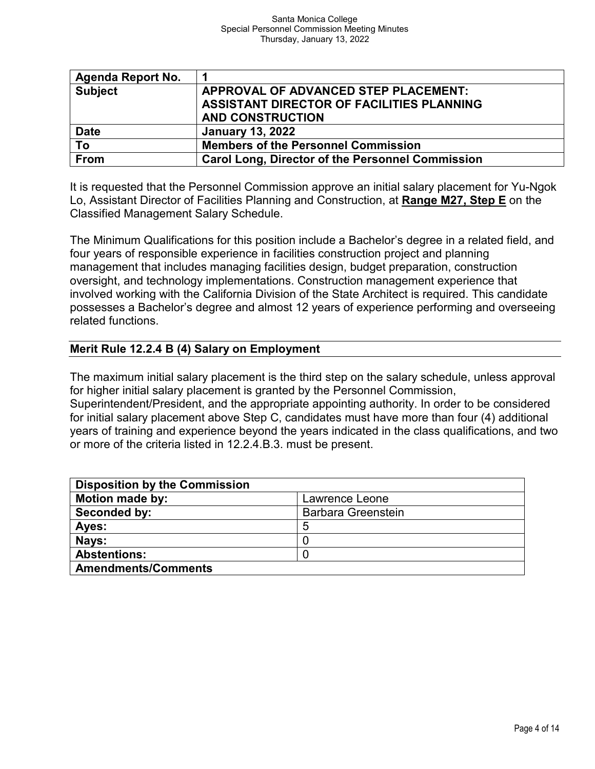| Agenda Report No. | 1 |
|---|---|
| **Subject** | **APPROVAL OF ADVANCED STEP PLACEMENT: ASSISTANT DIRECTOR OF FACILITIES PLANNING AND CONSTRUCTION** |
| **Date** | **January 13, 2022** |
| **To** | **Members of the Personnel Commission** |
| **From** | **Carol Long, Director of the Personnel Commission** |

It is requested that the Personnel Commission approve an initial salary placement for Yu-Ngok Lo, Assistant Director of Facilities Planning and Construction, at **Range M27, Step E** on the Classified Management Salary Schedule.

The Minimum Qualifications for this position include a Bachelor's degree in a related field, and four years of responsible experience in facilities construction project and planning management that includes managing facilities design, budget preparation, construction oversight, and technology implementations. Construction management experience that involved working with the California Division of the State Architect is required. This candidate possesses a Bachelor's degree and almost 12 years of experience performing and overseeing related functions.

## Merit Rule 12.2.4 B (4) Salary on Employment

The maximum initial salary placement is the third step on the salary schedule, unless approval for higher initial salary placement is granted by the Personnel Commission, Superintendent/President, and the appropriate appointing authority. In order to be considered for initial salary placement above Step C, candidates must have more than four (4) additional years of training and experience beyond the years indicated in the class qualifications, and two or more of the criteria listed in 12.2.4.B.3. must be present.

| Disposition by the Commission | |
|---|---|
| **Motion made by:** | Lawrence Leone |
| **Seconded by:** | Barbara Greenstein |
| **Ayes:** | 5 |
| **Nays:** | 0 |
| **Abstentions:** | 0 |
| **Amendments/Comments** | |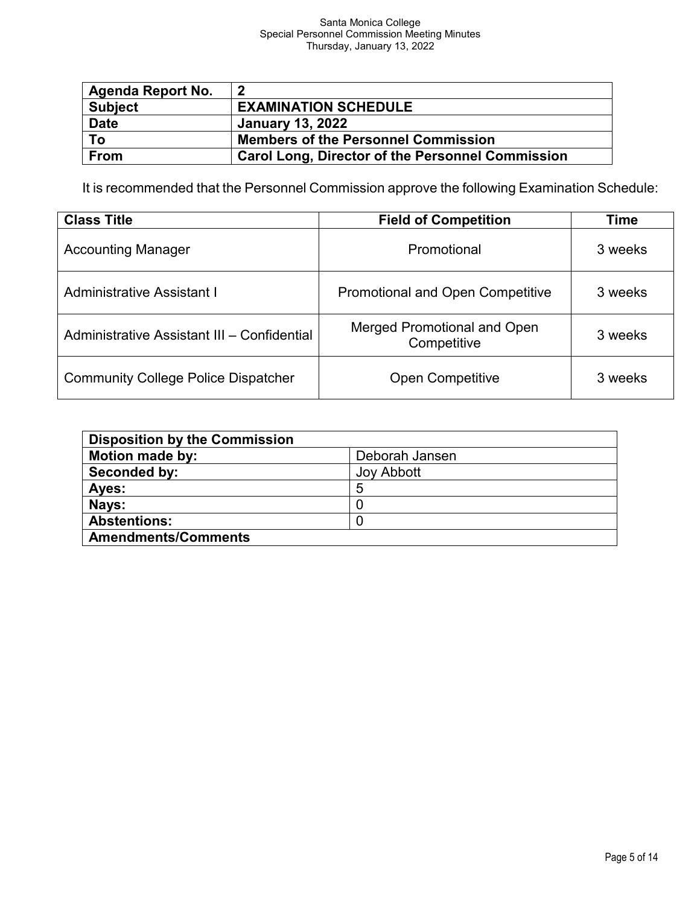| Agenda Report No. | 2 |
| --- | --- |
| Subject | EXAMINATION SCHEDULE |
| Date | January 13, 2022 |
| To | Members of the Personnel Commission |
| From | Carol Long, Director of the Personnel Commission |

It is recommended that the Personnel Commission approve the following Examination Schedule:

| Class Title | Field of Competition | Time |
| --- | --- | --- |
| Accounting Manager | Promotional | 3 weeks |
| Administrative Assistant I | Promotional and Open Competitive | 3 weeks |
| Administrative Assistant III – Confidential | Merged Promotional and Open Competitive | 3 weeks |
| Community College Police Dispatcher | Open Competitive | 3 weeks |

| Disposition by the Commission | |
| --- | --- |
| Motion made by: | Deborah Jansen |
| Seconded by: | Joy Abbott |
| Ayes: | 5 |
| Nays: | 0 |
| Abstentions: | 0 |
| Amendments/Comments | |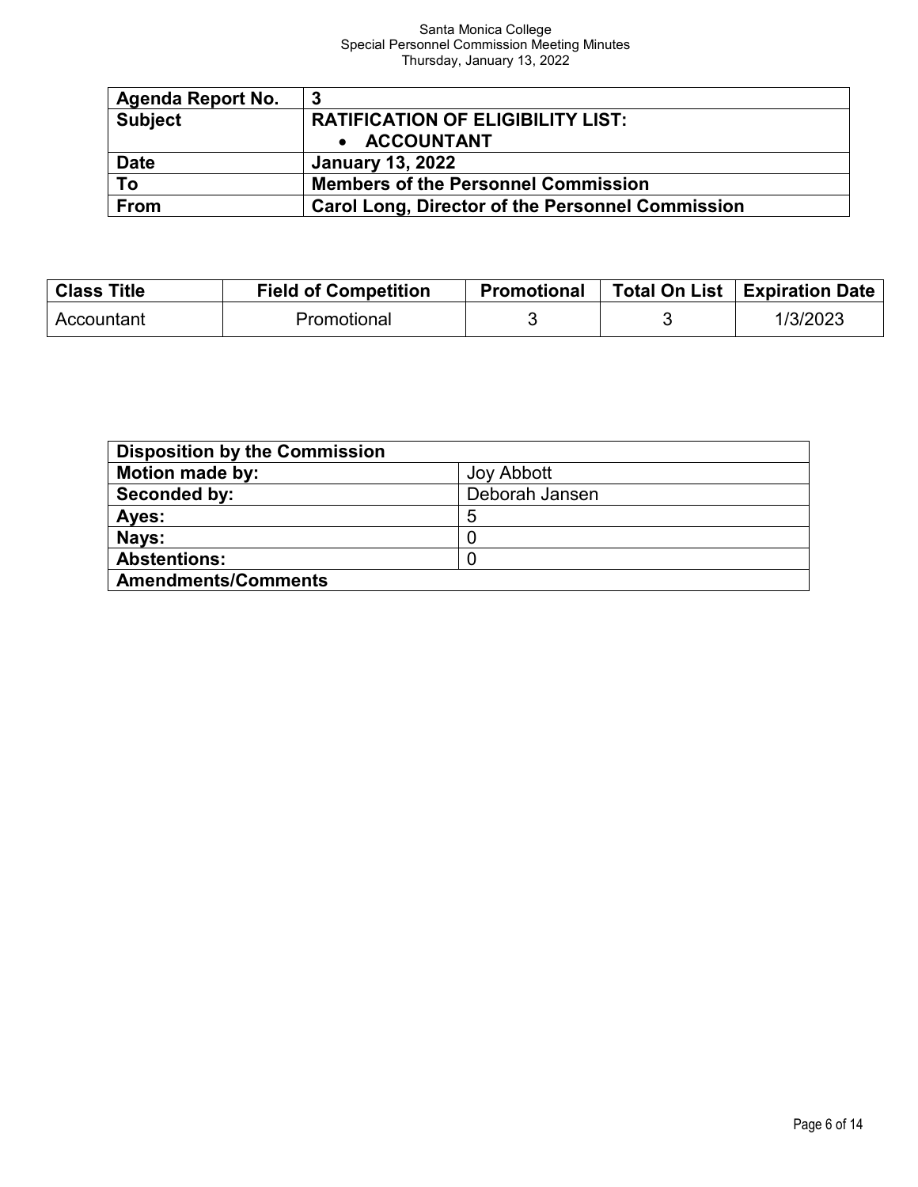| Agenda Report No. | 3 |
|---|---|
| **Subject** | **RATIFICATION OF ELIGIBILITY LIST:**<br>• **ACCOUNTANT** |
| **Date** | **January 13, 2022** |
| **To** | **Members of the Personnel Commission** |
| **From** | **Carol Long, Director of the Personnel Commission** |

| Class Title | Field of Competition | Promotional | Total On List | Expiration Date |
|---|---|---|---|---|
| Accountant | Promotional | 3 | 3 | 1/3/2023 |

| Disposition by the Commission | |
|---|---|
| **Motion made by:** | Joy Abbott |
| **Seconded by:** | Deborah Jansen |
| **Ayes:** | 5 |
| **Nays:** | 0 |
| **Abstentions:** | 0 |
| **Amendments/Comments** | |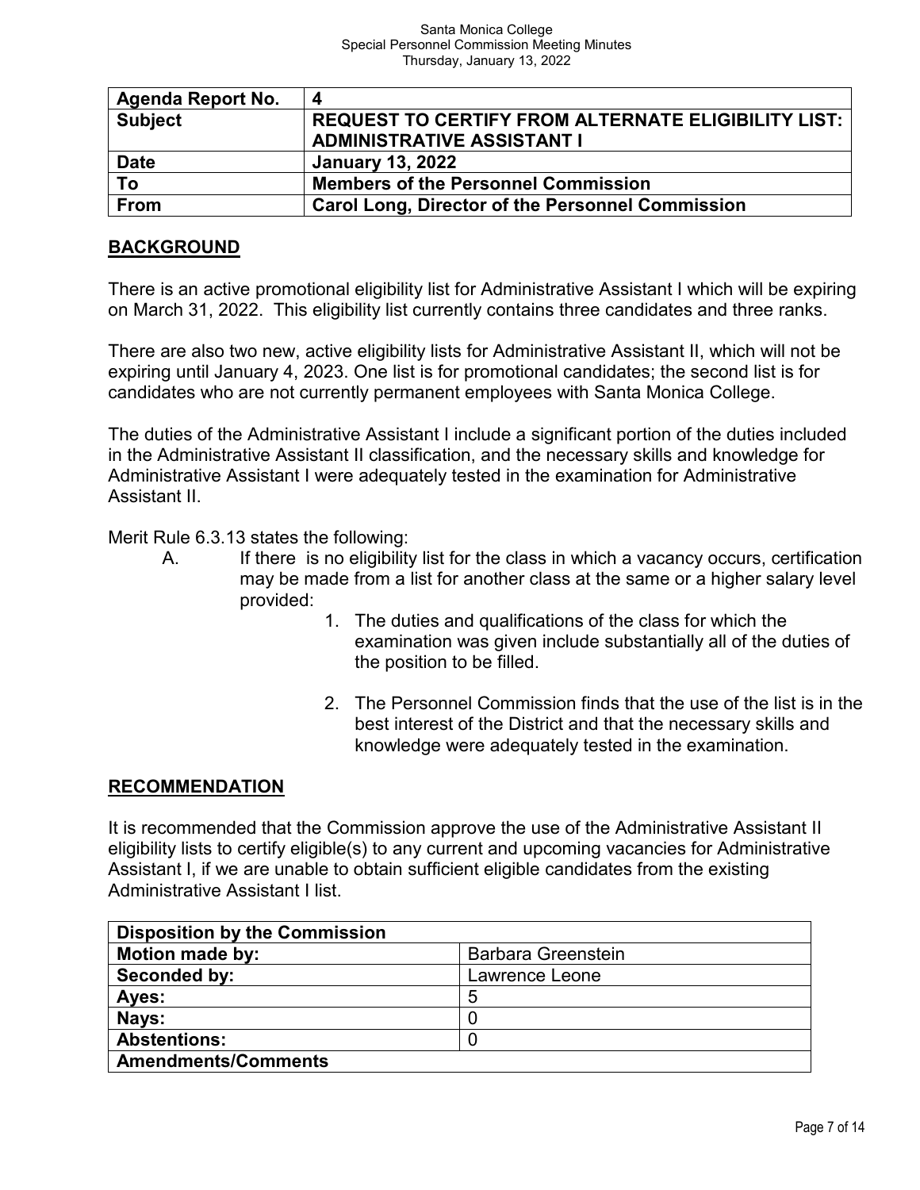| Agenda Report No. | 4 |
| --- | --- |
| Subject | REQUEST TO CERTIFY FROM ALTERNATE ELIGIBILITY LIST: ADMINISTRATIVE ASSISTANT I |
| Date | January 13, 2022 |
| To | Members of the Personnel Commission |
| From | Carol Long, Director of the Personnel Commission |

## BACKGROUND

There is an active promotional eligibility list for Administrative Assistant I which will be expiring on March 31, 2022. This eligibility list currently contains three candidates and three ranks.

There are also two new, active eligibility lists for Administrative Assistant II, which will not be expiring until January 4, 2023. One list is for promotional candidates; the second list is for candidates who are not currently permanent employees with Santa Monica College.

The duties of the Administrative Assistant I include a significant portion of the duties included in the Administrative Assistant II classification, and the necessary skills and knowledge for Administrative Assistant I were adequately tested in the examination for Administrative Assistant II.

Merit Rule 6.3.13 states the following:

A. If there is no eligibility list for the class in which a vacancy occurs, certification may be made from a list for another class at the same or a higher salary level provided:

1. The duties and qualifications of the class for which the examination was given include substantially all of the duties of the position to be filled.

2. The Personnel Commission finds that the use of the list is in the best interest of the District and that the necessary skills and knowledge were adequately tested in the examination.

## RECOMMENDATION

It is recommended that the Commission approve the use of the Administrative Assistant II eligibility lists to certify eligible(s) to any current and upcoming vacancies for Administrative Assistant I, if we are unable to obtain sufficient eligible candidates from the existing Administrative Assistant I list.

| Disposition by the Commission | |
| --- | --- |
| Motion made by: | Barbara Greenstein |
| Seconded by: | Lawrence Leone |
| Ayes: | 5 |
| Nays: | 0 |
| Abstentions: | 0 |
| Amendments/Comments | |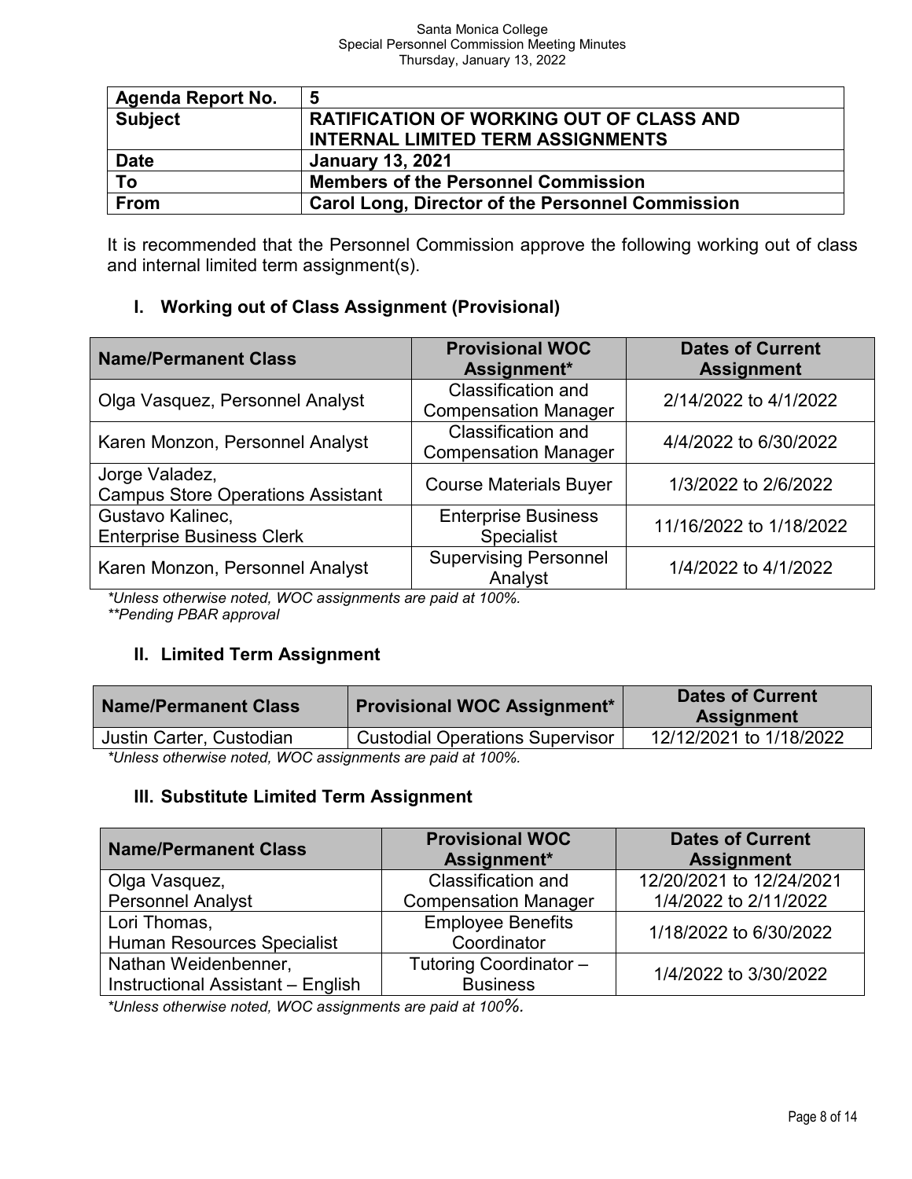| Agenda Report No. | 5 |
|---|---|
| Subject | RATIFICATION OF WORKING OUT OF CLASS AND INTERNAL LIMITED TERM ASSIGNMENTS |
| Date | January 13, 2021 |
| To | Members of the Personnel Commission |
| From | Carol Long, Director of the Personnel Commission |

It is recommended that the Personnel Commission approve the following working out of class and internal limited term assignment(s).

## I. Working out of Class Assignment (Provisional)

| Name/Permanent Class | Provisional WOC Assignment* | Dates of Current Assignment |
|---|---|---|
| Olga Vasquez, Personnel Analyst | Classification and Compensation Manager | 2/14/2022 to 4/1/2022 |
| Karen Monzon, Personnel Analyst | Classification and Compensation Manager | 4/4/2022 to 6/30/2022 |
| Jorge Valadez, Campus Store Operations Assistant | Course Materials Buyer | 1/3/2022 to 2/6/2022 |
| Gustavo Kalinec, Enterprise Business Clerk | Enterprise Business Specialist | 11/16/2022 to 1/18/2022 |
| Karen Monzon, Personnel Analyst | Supervising Personnel Analyst | 1/4/2022 to 4/1/2022 |

*Unless otherwise noted, WOC assignments are paid at 100%.*
**Pending PBAR approval*

## II. Limited Term Assignment

| Name/Permanent Class | Provisional WOC Assignment* | Dates of Current Assignment |
|---|---|---|
| Justin Carter, Custodian | Custodial Operations Supervisor | 12/12/2021 to 1/18/2022 |

*Unless otherwise noted, WOC assignments are paid at 100%.*

## III. Substitute Limited Term Assignment

| Name/Permanent Class | Provisional WOC Assignment* | Dates of Current Assignment |
|---|---|---|
| Olga Vasquez, Personnel Analyst | Classification and Compensation Manager | 12/20/2021 to 12/24/2021<br>1/4/2022 to 2/11/2022 |
| Lori Thomas, Human Resources Specialist | Employee Benefits Coordinator | 1/18/2022 to 6/30/2022 |
| Nathan Weidenbenner, Instructional Assistant – English | Tutoring Coordinator – Business | 1/4/2022 to 3/30/2022 |

*Unless otherwise noted, WOC assignments are paid at 100%.*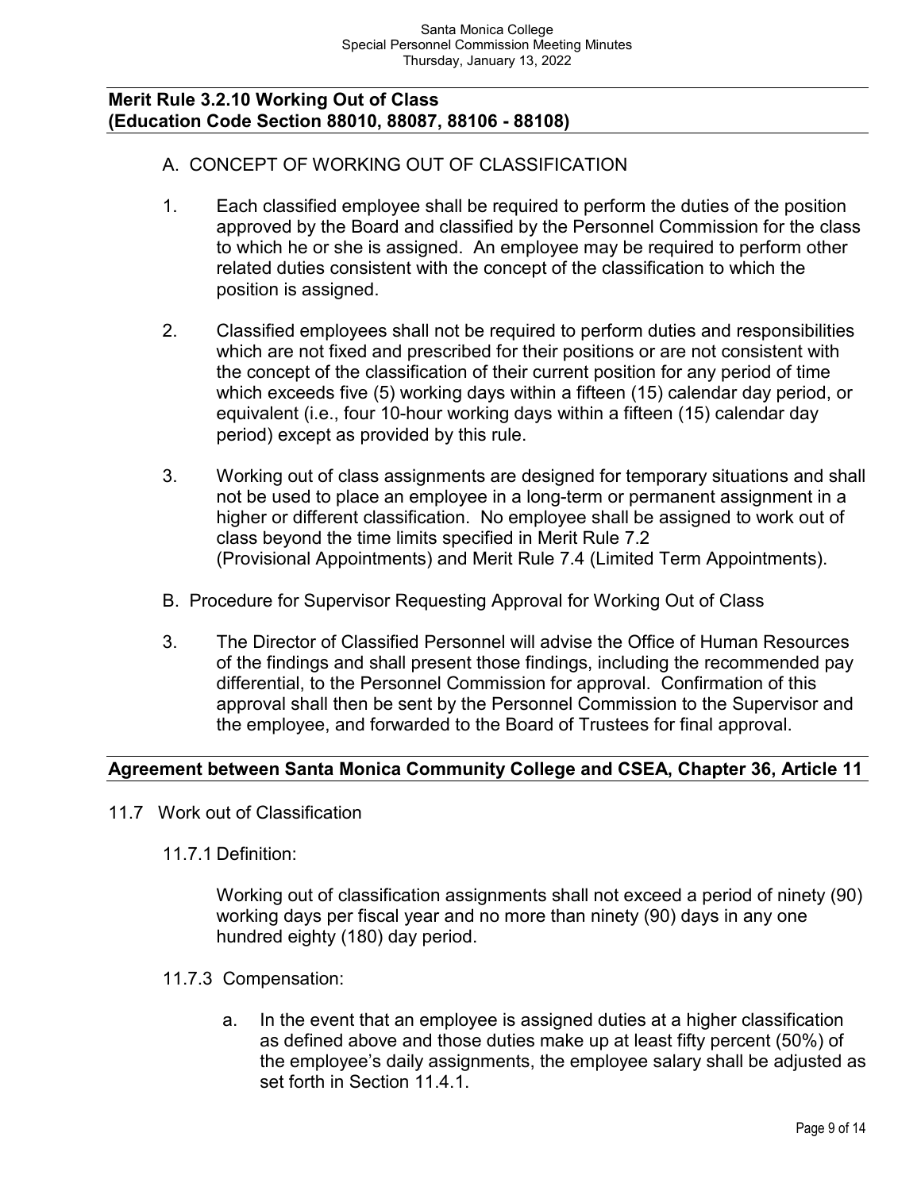**Merit Rule 3.2.10 Working Out of Class**
**(Education Code Section 88010, 88087, 88106 - 88108)**

A. CONCEPT OF WORKING OUT OF CLASSIFICATION

1. Each classified employee shall be required to perform the duties of the position approved by the Board and classified by the Personnel Commission for the class to which he or she is assigned. An employee may be required to perform other related duties consistent with the concept of the classification to which the position is assigned.

2. Classified employees shall not be required to perform duties and responsibilities which are not fixed and prescribed for their positions or are not consistent with the concept of the classification of their current position for any period of time which exceeds five (5) working days within a fifteen (15) calendar day period, or equivalent (i.e., four 10-hour working days within a fifteen (15) calendar day period) except as provided by this rule.

3. Working out of class assignments are designed for temporary situations and shall not be used to place an employee in a long-term or permanent assignment in a higher or different classification. No employee shall be assigned to work out of class beyond the time limits specified in Merit Rule 7.2 (Provisional Appointments) and Merit Rule 7.4 (Limited Term Appointments).

B. Procedure for Supervisor Requesting Approval for Working Out of Class

3. The Director of Classified Personnel will advise the Office of Human Resources of the findings and shall present those findings, including the recommended pay differential, to the Personnel Commission for approval. Confirmation of this approval shall then be sent by the Personnel Commission to the Supervisor and the employee, and forwarded to the Board of Trustees for final approval.

**Agreement between Santa Monica Community College and CSEA, Chapter 36, Article 11**

11.7 Work out of Classification

11.7.1 Definition:

Working out of classification assignments shall not exceed a period of ninety (90) working days per fiscal year and no more than ninety (90) days in any one hundred eighty (180) day period.

11.7.3 Compensation:

a. In the event that an employee is assigned duties at a higher classification as defined above and those duties make up at least fifty percent (50%) of the employee's daily assignments, the employee salary shall be adjusted as set forth in Section 11.4.1.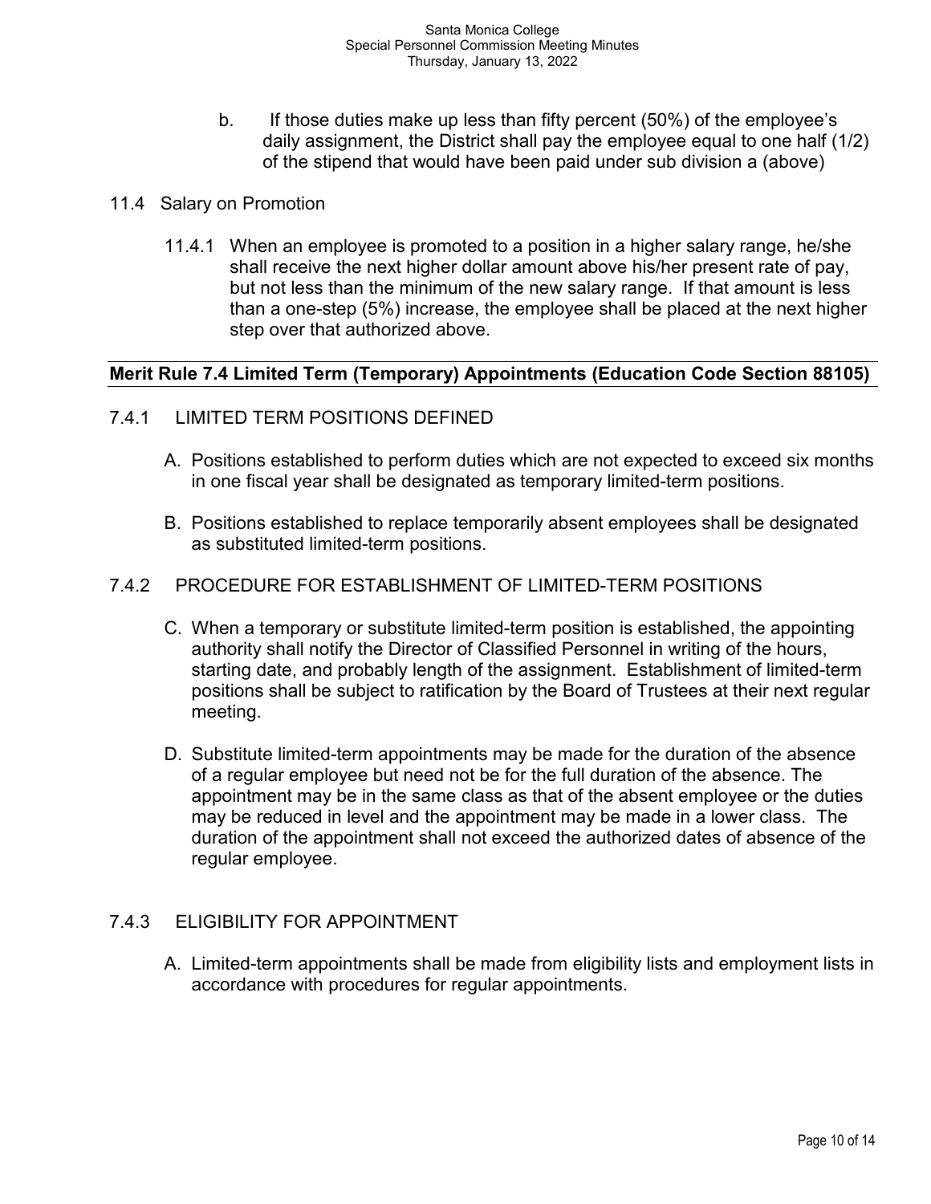b. If those duties make up less than fifty percent (50%) of the employee's daily assignment, the District shall pay the employee equal to one half (1/2) of the stipend that would have been paid under sub division a (above)

11.4 Salary on Promotion

11.4.1 When an employee is promoted to a position in a higher salary range, he/she shall receive the next higher dollar amount above his/her present rate of pay, but not less than the minimum of the new salary range. If that amount is less than a one-step (5%) increase, the employee shall be placed at the next higher step over that authorized above.

**Merit Rule 7.4 Limited Term (Temporary) Appointments (Education Code Section 88105)**

7.4.1 LIMITED TERM POSITIONS DEFINED

A. Positions established to perform duties which are not expected to exceed six months in one fiscal year shall be designated as temporary limited-term positions.

B. Positions established to replace temporarily absent employees shall be designated as substituted limited-term positions.

7.4.2 PROCEDURE FOR ESTABLISHMENT OF LIMITED-TERM POSITIONS

C. When a temporary or substitute limited-term position is established, the appointing authority shall notify the Director of Classified Personnel in writing of the hours, starting date, and probably length of the assignment. Establishment of limited-term positions shall be subject to ratification by the Board of Trustees at their next regular meeting.

D. Substitute limited-term appointments may be made for the duration of the absence of a regular employee but need not be for the full duration of the absence. The appointment may be in the same class as that of the absent employee or the duties may be reduced in level and the appointment may be made in a lower class. The duration of the appointment shall not exceed the authorized dates of absence of the regular employee.

7.4.3 ELIGIBILITY FOR APPOINTMENT

A. Limited-term appointments shall be made from eligibility lists and employment lists in accordance with procedures for regular appointments.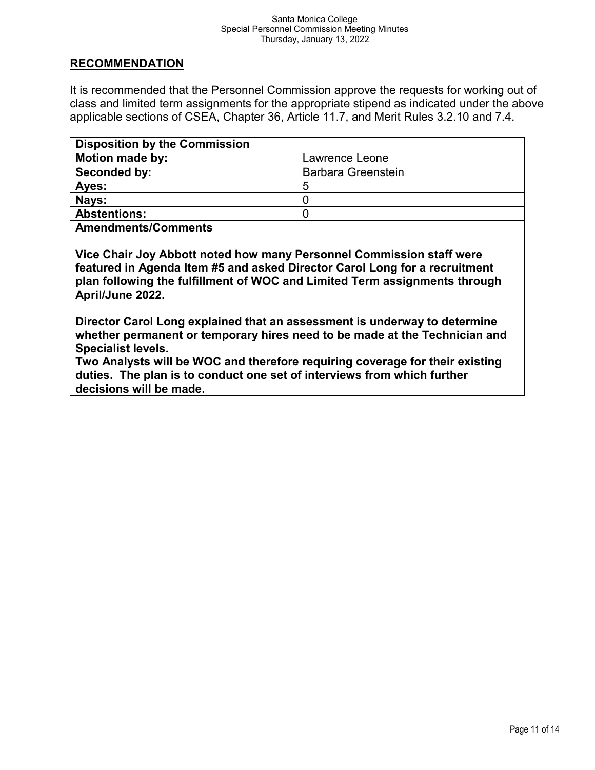## RECOMMENDATION

It is recommended that the Personnel Commission approve the requests for working out of class and limited term assignments for the appropriate stipend as indicated under the above applicable sections of CSEA, Chapter 36, Article 11.7, and Merit Rules 3.2.10 and 7.4.

| **Disposition by the Commission** | |
|---|---|
| **Motion made by:** | Lawrence Leone |
| **Seconded by:** | Barbara Greenstein |
| **Ayes:** | 5 |
| **Nays:** | 0 |
| **Abstentions:** | 0 |

**Amendments/Comments**

**Vice Chair Joy Abbott noted how many Personnel Commission staff were featured in Agenda Item #5 and asked Director Carol Long for a recruitment plan following the fulfillment of WOC and Limited Term assignments through April/June 2022.**

**Director Carol Long explained that an assessment is underway to determine whether permanent or temporary hires need to be made at the Technician and Specialist levels.**
**Two Analysts will be WOC and therefore requiring coverage for their existing duties. The plan is to conduct one set of interviews from which further decisions will be made.**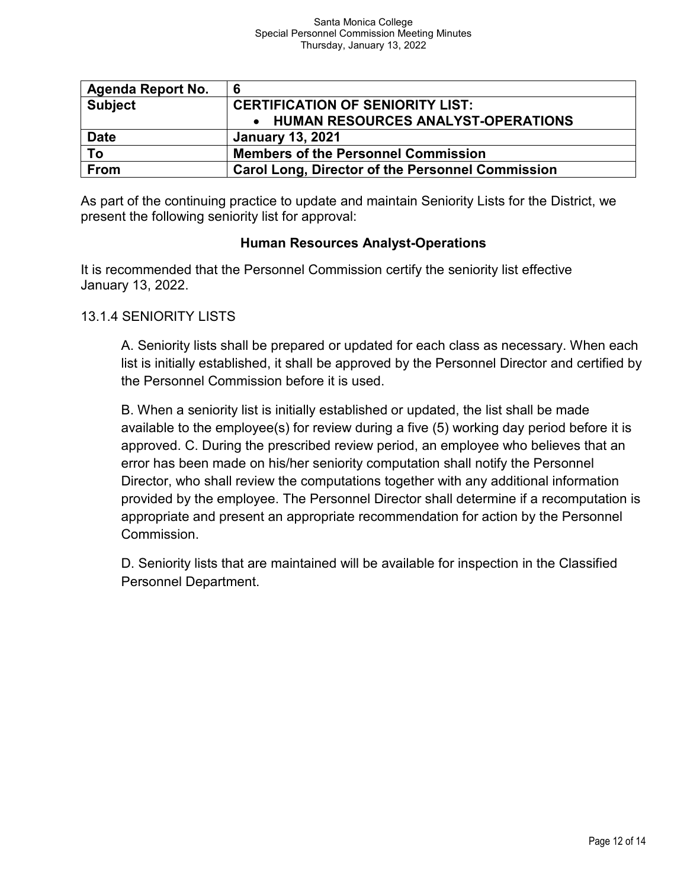| Agenda Report No. | 6 |
| --- | --- |
| **Subject** | **CERTIFICATION OF SENIORITY LIST:**<br>• **HUMAN RESOURCES ANALYST-OPERATIONS** |
| **Date** | **January 13, 2021** |
| **To** | **Members of the Personnel Commission** |
| **From** | **Carol Long, Director of the Personnel Commission** |

As part of the continuing practice to update and maintain Seniority Lists for the District, we present the following seniority list for approval:

**Human Resources Analyst-Operations**

It is recommended that the Personnel Commission certify the seniority list effective January 13, 2022.

13.1.4 SENIORITY LISTS

A. Seniority lists shall be prepared or updated for each class as necessary. When each list is initially established, it shall be approved by the Personnel Director and certified by the Personnel Commission before it is used.

B. When a seniority list is initially established or updated, the list shall be made available to the employee(s) for review during a five (5) working day period before it is approved. C. During the prescribed review period, an employee who believes that an error has been made on his/her seniority computation shall notify the Personnel Director, who shall review the computations together with any additional information provided by the employee. The Personnel Director shall determine if a recomputation is appropriate and present an appropriate recommendation for action by the Personnel Commission.

D. Seniority lists that are maintained will be available for inspection in the Classified Personnel Department.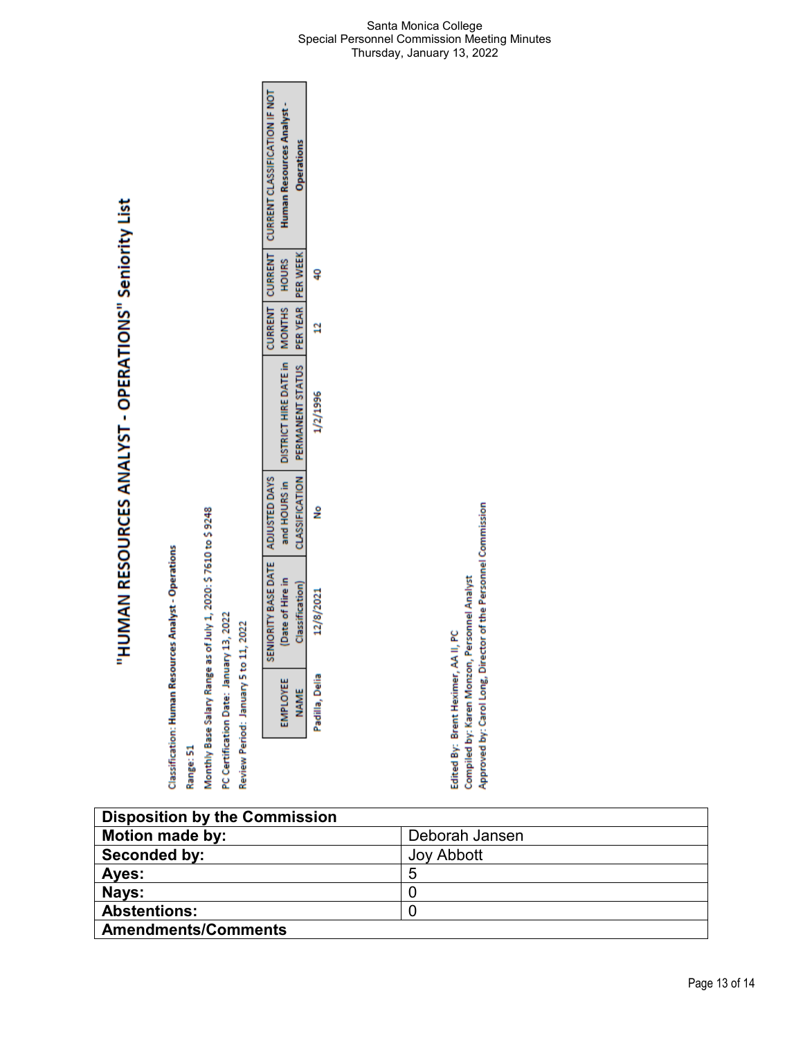# "HUMAN RESOURCES ANALYST - OPERATIONS" Seniority List

Classification: **Human Resources Analyst - Operations**

Range: 51

Monthly Base Salary Range as of July 1, 2020: $ 7610 to $ 9248

PC Certification Date: January 13, 2022

Review Period: January 5 to 11, 2022

| EMPLOYEE NAME | SENIORITY BASE DATE (Date of Hire in Classification) | ADJUSTED DAYS and HOURS in CLASSIFICATION | DISTRICT HIRE DATE in PERMANENT STATUS | CURRENT MONTHS PER YEAR | CURRENT HOURS PER WEEK | CURRENT CLASSIFICATION IF NOT Human Resources Analyst - Operations |
|---|---|---|---|---|---|---|
| Padilla, Delia | 12/8/2021 | No | 1/2/1996 | 12 | 40 | |

Edited By: Brent Heximer, AA II, PC
Compiled by: Karen Monzon, Personnel Analyst
Approved by: Carol Long, Director of the Personnel Commission

| Disposition by the Commission | |
|---|---|
| **Motion made by:** | Deborah Jansen |
| **Seconded by:** | Joy Abbott |
| **Ayes:** | 5 |
| **Nays:** | 0 |
| **Abstentions:** | 0 |
| **Amendments/Comments** | |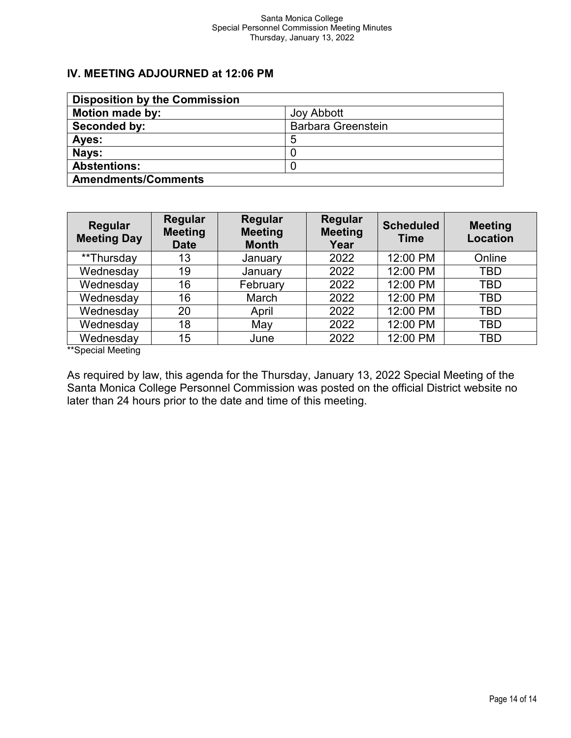## IV. MEETING ADJOURNED at 12:06 PM

| Disposition by the Commission | |
|---|---|
| **Motion made by:** | Joy Abbott |
| **Seconded by:** | Barbara Greenstein |
| **Ayes:** | 5 |
| **Nays:** | 0 |
| **Abstentions:** | 0 |
| **Amendments/Comments** | |

| Regular Meeting Day | Regular Meeting Date | Regular Meeting Month | Regular Meeting Year | Scheduled Time | Meeting Location |
|---|---|---|---|---|---|
| **Thursday | 13 | January | 2022 | 12:00 PM | Online |
| Wednesday | 19 | January | 2022 | 12:00 PM | TBD |
| Wednesday | 16 | February | 2022 | 12:00 PM | TBD |
| Wednesday | 16 | March | 2022 | 12:00 PM | TBD |
| Wednesday | 20 | April | 2022 | 12:00 PM | TBD |
| Wednesday | 18 | May | 2022 | 12:00 PM | TBD |
| Wednesday | 15 | June | 2022 | 12:00 PM | TBD |

**Special Meeting

As required by law, this agenda for the Thursday, January 13, 2022 Special Meeting of the Santa Monica College Personnel Commission was posted on the official District website no later than 24 hours prior to the date and time of this meeting.